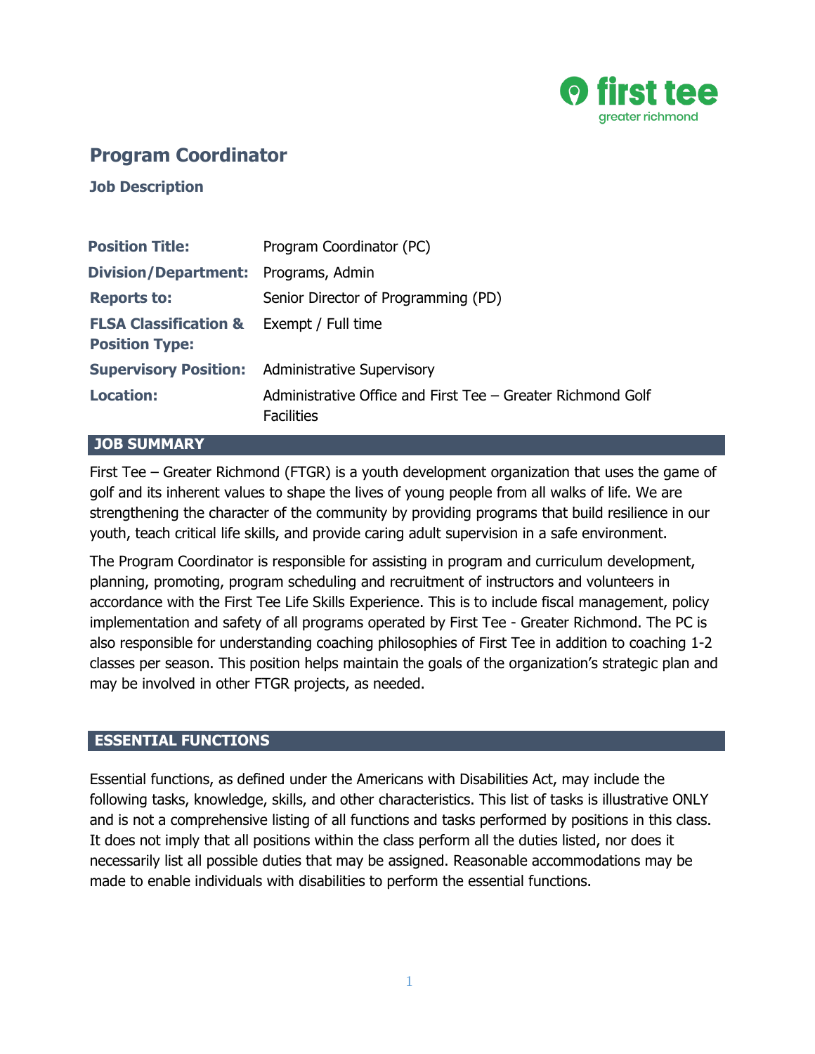# Program Coordinator

## Job Description

| | |
|---|---|
| **Position Title:** | Program Coordinator (PC) |
| **Division/Department:** | Programs, Admin |
| **Reports to:** | Senior Director of Programming (PD) |
| **FLSA Classification & Position Type:** | Exempt / Full time |
| **Supervisory Position:** | Administrative Supervisory |
| **Location:** | Administrative Office and First Tee – Greater Richmond Golf Facilities |

## JOB SUMMARY

First Tee – Greater Richmond (FTGR) is a youth development organization that uses the game of golf and its inherent values to shape the lives of young people from all walks of life. We are strengthening the character of the community by providing programs that build resilience in our youth, teach critical life skills, and provide caring adult supervision in a safe environment.

The Program Coordinator is responsible for assisting in program and curriculum development, planning, promoting, program scheduling and recruitment of instructors and volunteers in accordance with the First Tee Life Skills Experience. This is to include fiscal management, policy implementation and safety of all programs operated by First Tee - Greater Richmond. The PC is also responsible for understanding coaching philosophies of First Tee in addition to coaching 1-2 classes per season. This position helps maintain the goals of the organization's strategic plan and may be involved in other FTGR projects, as needed.

## ESSENTIAL FUNCTIONS

Essential functions, as defined under the Americans with Disabilities Act, may include the following tasks, knowledge, skills, and other characteristics. This list of tasks is illustrative ONLY and is not a comprehensive listing of all functions and tasks performed by positions in this class. It does not imply that all positions within the class perform all the duties listed, nor does it necessarily list all possible duties that may be assigned. Reasonable accommodations may be made to enable individuals with disabilities to perform the essential functions.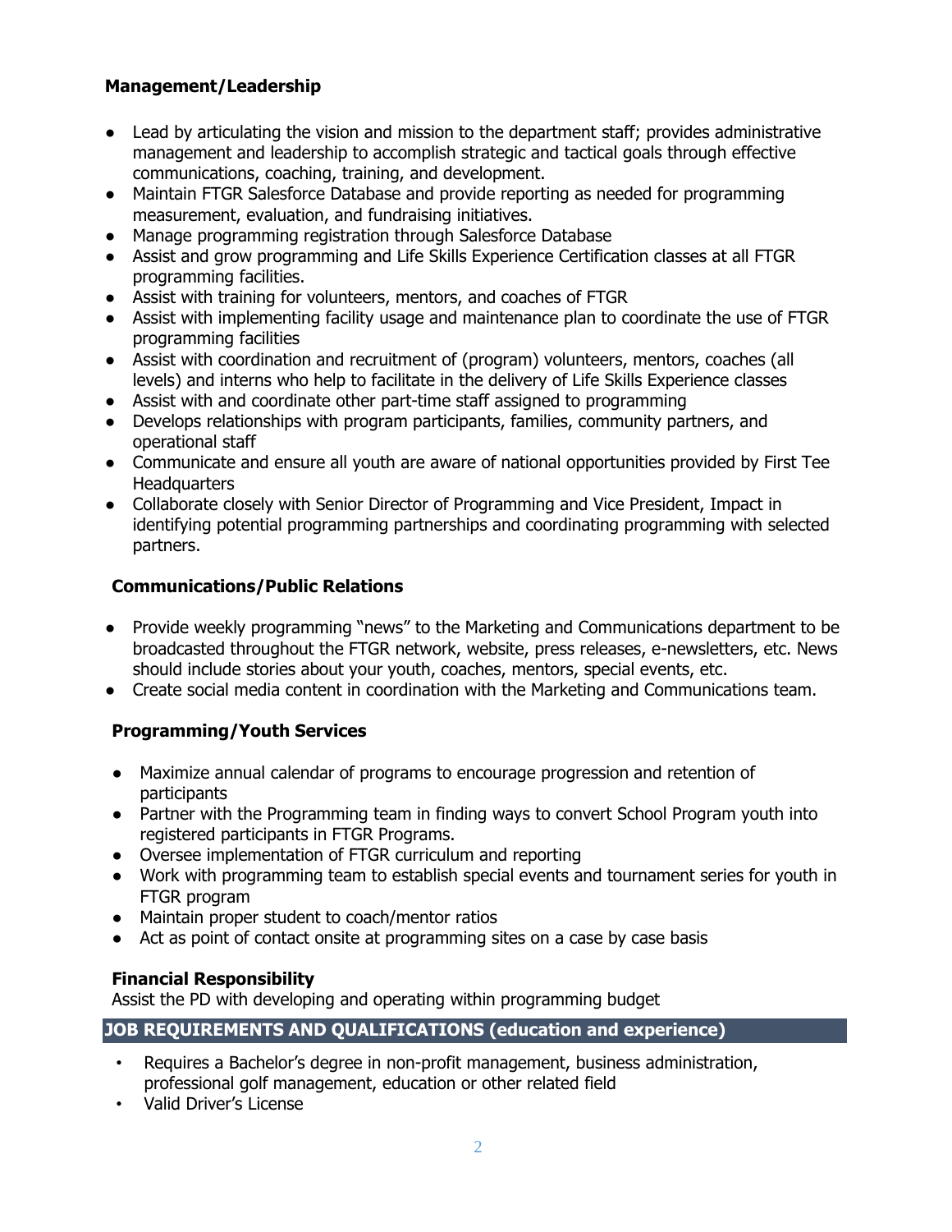**Management/Leadership**

- Lead by articulating the vision and mission to the department staff; provides administrative management and leadership to accomplish strategic and tactical goals through effective communications, coaching, training, and development.
- Maintain FTGR Salesforce Database and provide reporting as needed for programming measurement, evaluation, and fundraising initiatives.
- Manage programming registration through Salesforce Database
- Assist and grow programming and Life Skills Experience Certification classes at all FTGR programming facilities.
- Assist with training for volunteers, mentors, and coaches of FTGR
- Assist with implementing facility usage and maintenance plan to coordinate the use of FTGR programming facilities
- Assist with coordination and recruitment of (program) volunteers, mentors, coaches (all levels) and interns who help to facilitate in the delivery of Life Skills Experience classes
- Assist with and coordinate other part-time staff assigned to programming
- Develops relationships with program participants, families, community partners, and operational staff
- Communicate and ensure all youth are aware of national opportunities provided by First Tee Headquarters
- Collaborate closely with Senior Director of Programming and Vice President, Impact in identifying potential programming partnerships and coordinating programming with selected partners.

**Communications/Public Relations**

- Provide weekly programming "news" to the Marketing and Communications department to be broadcasted throughout the FTGR network, website, press releases, e-newsletters, etc. News should include stories about your youth, coaches, mentors, special events, etc.
- Create social media content in coordination with the Marketing and Communications team.

**Programming/Youth Services**

- Maximize annual calendar of programs to encourage progression and retention of participants
- Partner with the Programming team in finding ways to convert School Program youth into registered participants in FTGR Programs.
- Oversee implementation of FTGR curriculum and reporting
- Work with programming team to establish special events and tournament series for youth in FTGR program
- Maintain proper student to coach/mentor ratios
- Act as point of contact onsite at programming sites on a case by case basis

**Financial Responsibility**

Assist the PD with developing and operating within programming budget

## JOB REQUIREMENTS AND QUALIFICATIONS (education and experience)

- Requires a Bachelor's degree in non-profit management, business administration, professional golf management, education or other related field
- Valid Driver's License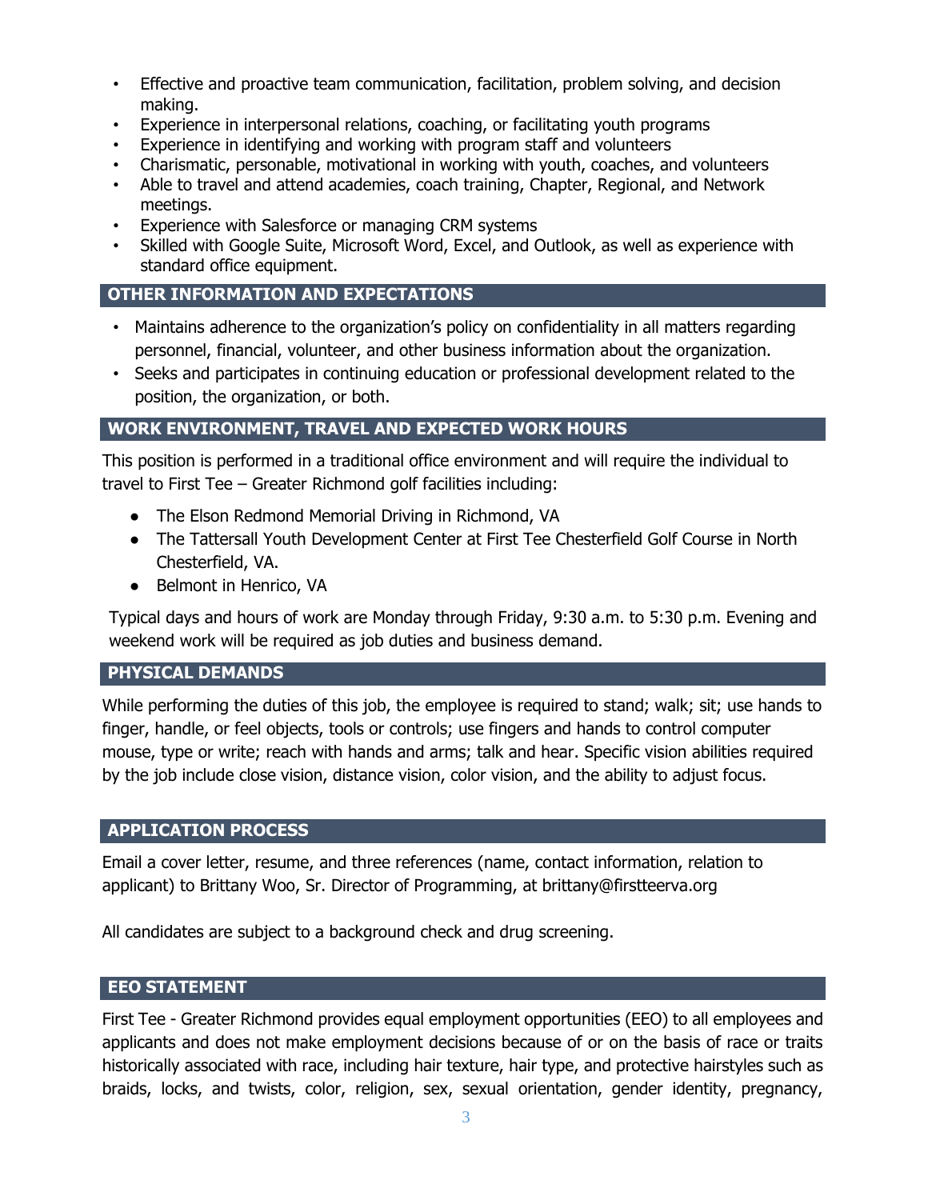- Effective and proactive team communication, facilitation, problem solving, and decision making.
- Experience in interpersonal relations, coaching, or facilitating youth programs
- Experience in identifying and working with program staff and volunteers
- Charismatic, personable, motivational in working with youth, coaches, and volunteers
- Able to travel and attend academies, coach training, Chapter, Regional, and Network meetings.
- Experience with Salesforce or managing CRM systems
- Skilled with Google Suite, Microsoft Word, Excel, and Outlook, as well as experience with standard office equipment.

## OTHER INFORMATION AND EXPECTATIONS

- Maintains adherence to the organization's policy on confidentiality in all matters regarding personnel, financial, volunteer, and other business information about the organization.
- Seeks and participates in continuing education or professional development related to the position, the organization, or both.

## WORK ENVIRONMENT, TRAVEL AND EXPECTED WORK HOURS

This position is performed in a traditional office environment and will require the individual to travel to First Tee – Greater Richmond golf facilities including:

- The Elson Redmond Memorial Driving in Richmond, VA
- The Tattersall Youth Development Center at First Tee Chesterfield Golf Course in North Chesterfield, VA.
- Belmont in Henrico, VA

Typical days and hours of work are Monday through Friday, 9:30 a.m. to 5:30 p.m. Evening and weekend work will be required as job duties and business demand.

## PHYSICAL DEMANDS

While performing the duties of this job, the employee is required to stand; walk; sit; use hands to finger, handle, or feel objects, tools or controls; use fingers and hands to control computer mouse, type or write; reach with hands and arms; talk and hear. Specific vision abilities required by the job include close vision, distance vision, color vision, and the ability to adjust focus.

## APPLICATION PROCESS

Email a cover letter, resume, and three references (name, contact information, relation to applicant) to Brittany Woo, Sr. Director of Programming, at brittany@firstteerva.org

All candidates are subject to a background check and drug screening.

## EEO STATEMENT

First Tee - Greater Richmond provides equal employment opportunities (EEO) to all employees and applicants and does not make employment decisions because of or on the basis of race or traits historically associated with race, including hair texture, hair type, and protective hairstyles such as braids, locks, and twists, color, religion, sex, sexual orientation, gender identity, pregnancy,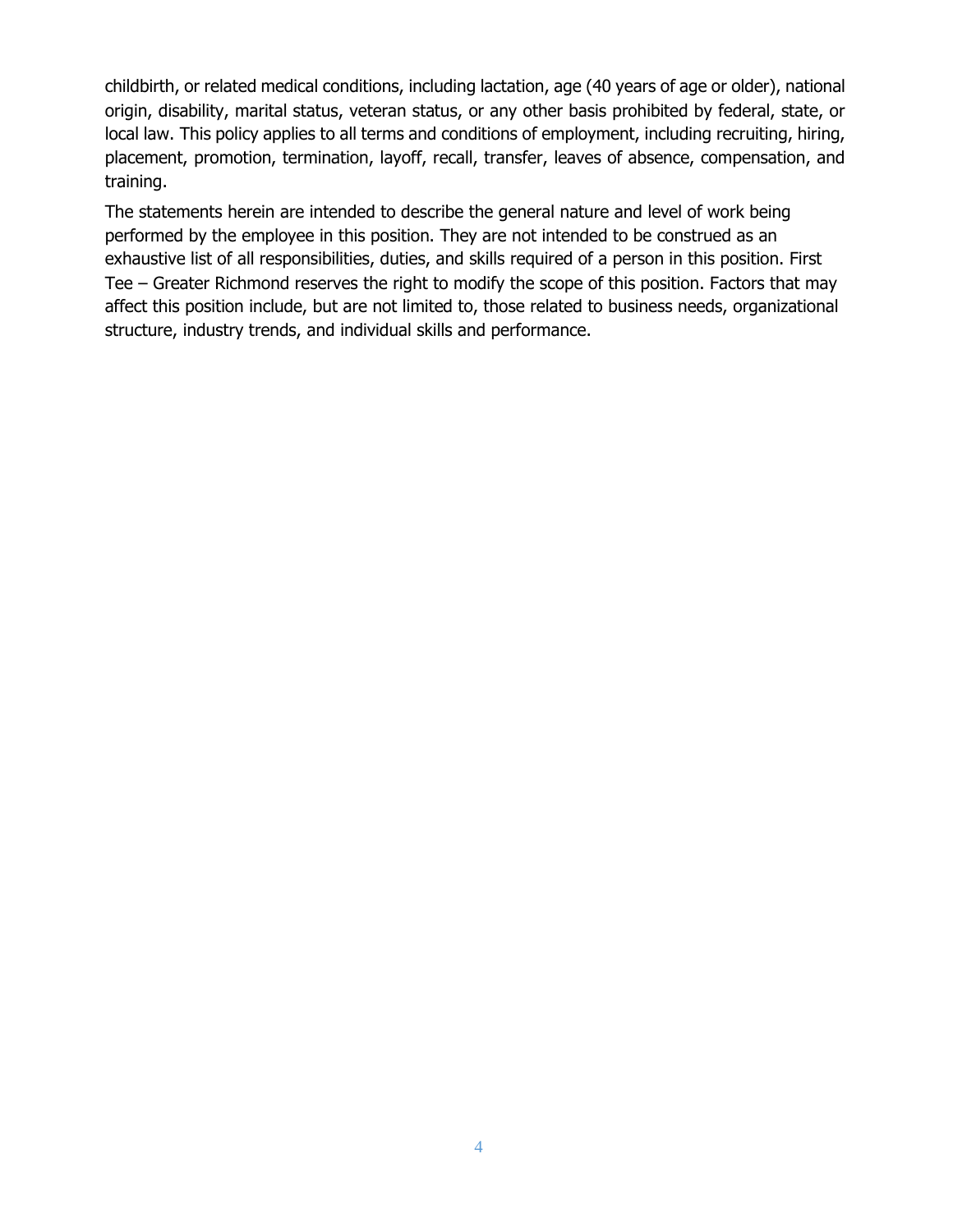childbirth, or related medical conditions, including lactation, age (40 years of age or older), national origin, disability, marital status, veteran status, or any other basis prohibited by federal, state, or local law. This policy applies to all terms and conditions of employment, including recruiting, hiring, placement, promotion, termination, layoff, recall, transfer, leaves of absence, compensation, and training.

The statements herein are intended to describe the general nature and level of work being performed by the employee in this position. They are not intended to be construed as an exhaustive list of all responsibilities, duties, and skills required of a person in this position. First Tee – Greater Richmond reserves the right to modify the scope of this position. Factors that may affect this position include, but are not limited to, those related to business needs, organizational structure, industry trends, and individual skills and performance.